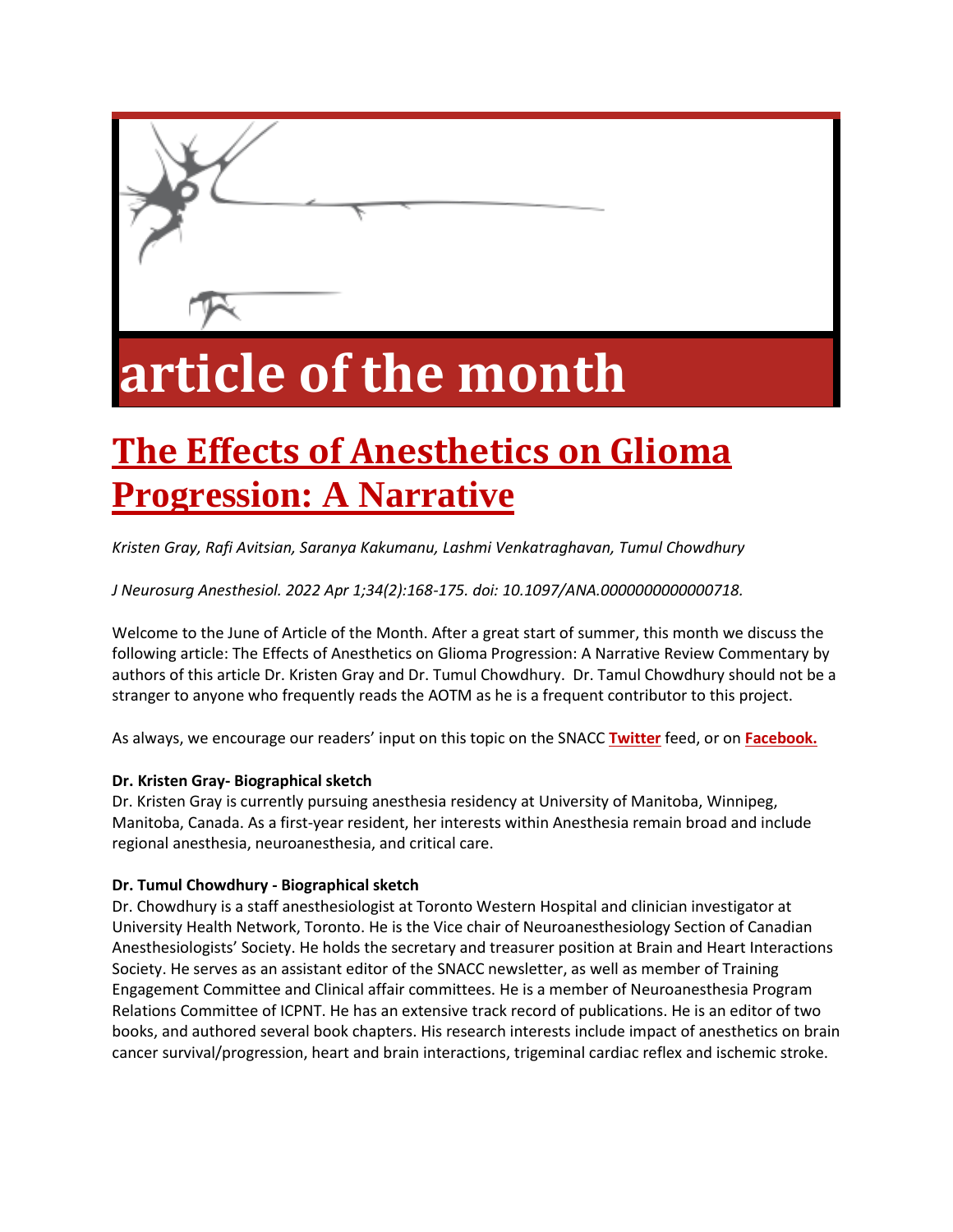# article of the month

# [The Effects of Anesthetics on Glioma Progression: A Narrative](#)

*Kristen Gray, Rafi Avitsian, Saranya Kakumanu, Lashmi Venkatraghavan, Tumul Chowdhury*

*J Neurosurg Anesthesiol. 2022 Apr 1;34(2):168-175. doi: 10.1097/ANA.0000000000000718.*

Welcome to the June of Article of the Month. After a great start of summer, this month we discuss the following article: The Effects of Anesthetics on Glioma Progression: A Narrative Review Commentary by authors of this article Dr. Kristen Gray and Dr. Tumul Chowdhury. Dr. Tamul Chowdhury should not be a stranger to anyone who frequently reads the AOTM as he is a frequent contributor to this project.

As always, we encourage our readers' input on this topic on the SNACC **[Twitter](#)** feed, or on **[Facebook.](#)**

**Dr. Kristen Gray- Biographical sketch**
Dr. Kristen Gray is currently pursuing anesthesia residency at University of Manitoba, Winnipeg, Manitoba, Canada. As a first-year resident, her interests within Anesthesia remain broad and include regional anesthesia, neuroanesthesia, and critical care.

**Dr. Tumul Chowdhury - Biographical sketch**
Dr. Chowdhury is a staff anesthesiologist at Toronto Western Hospital and clinician investigator at University Health Network, Toronto. He is the Vice chair of Neuroanesthesiology Section of Canadian Anesthesiologists' Society. He holds the secretary and treasurer position at Brain and Heart Interactions Society. He serves as an assistant editor of the SNACC newsletter, as well as member of Training Engagement Committee and Clinical affair committees. He is a member of Neuroanesthesia Program Relations Committee of ICPNT. He has an extensive track record of publications. He is an editor of two books, and authored several book chapters. His research interests include impact of anesthetics on brain cancer survival/progression, heart and brain interactions, trigeminal cardiac reflex and ischemic stroke.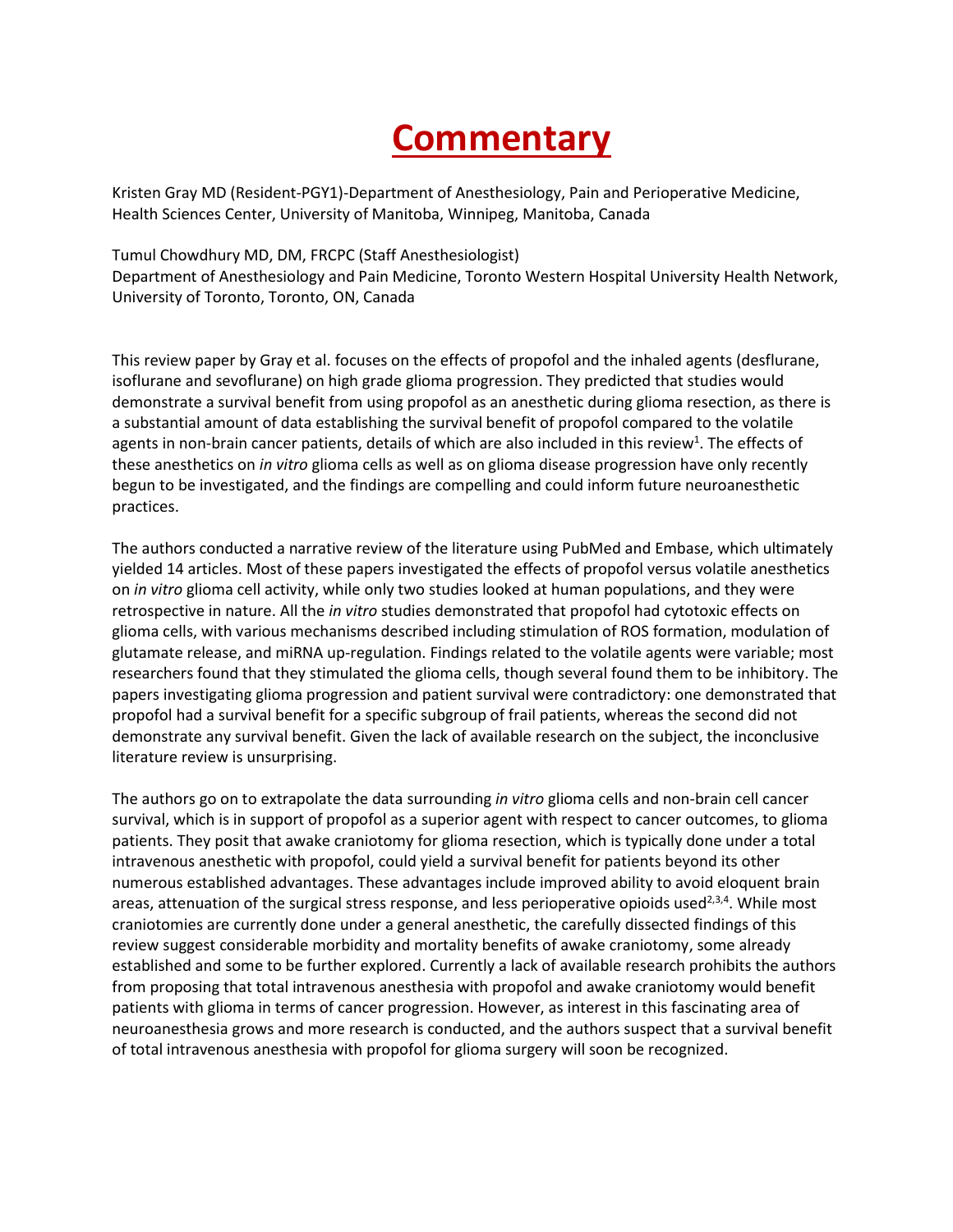# Commentary

Kristen Gray MD (Resident-PGY1)-Department of Anesthesiology, Pain and Perioperative Medicine, Health Sciences Center, University of Manitoba, Winnipeg, Manitoba, Canada

Tumul Chowdhury MD, DM, FRCPC (Staff Anesthesiologist)
Department of Anesthesiology and Pain Medicine, Toronto Western Hospital University Health Network, University of Toronto, Toronto, ON, Canada

This review paper by Gray et al. focuses on the effects of propofol and the inhaled agents (desflurane, isoflurane and sevoflurane) on high grade glioma progression. They predicted that studies would demonstrate a survival benefit from using propofol as an anesthetic during glioma resection, as there is a substantial amount of data establishing the survival benefit of propofol compared to the volatile agents in non-brain cancer patients, details of which are also included in this review[1]. The effects of these anesthetics on *in vitro* glioma cells as well as on glioma disease progression have only recently begun to be investigated, and the findings are compelling and could inform future neuroanesthetic practices.

The authors conducted a narrative review of the literature using PubMed and Embase, which ultimately yielded 14 articles. Most of these papers investigated the effects of propofol versus volatile anesthetics on *in vitro* glioma cell activity, while only two studies looked at human populations, and they were retrospective in nature. All the *in vitro* studies demonstrated that propofol had cytotoxic effects on glioma cells, with various mechanisms described including stimulation of ROS formation, modulation of glutamate release, and miRNA up-regulation. Findings related to the volatile agents were variable; most researchers found that they stimulated the glioma cells, though several found them to be inhibitory. The papers investigating glioma progression and patient survival were contradictory: one demonstrated that propofol had a survival benefit for a specific subgroup of frail patients, whereas the second did not demonstrate any survival benefit. Given the lack of available research on the subject, the inconclusive literature review is unsurprising.

The authors go on to extrapolate the data surrounding *in vitro* glioma cells and non-brain cell cancer survival, which is in support of propofol as a superior agent with respect to cancer outcomes, to glioma patients. They posit that awake craniotomy for glioma resection, which is typically done under a total intravenous anesthetic with propofol, could yield a survival benefit for patients beyond its other numerous established advantages. These advantages include improved ability to avoid eloquent brain areas, attenuation of the surgical stress response, and less perioperative opioids used[2,3,4]. While most craniotomies are currently done under a general anesthetic, the carefully dissected findings of this review suggest considerable morbidity and mortality benefits of awake craniotomy, some already established and some to be further explored. Currently a lack of available research prohibits the authors from proposing that total intravenous anesthesia with propofol and awake craniotomy would benefit patients with glioma in terms of cancer progression. However, as interest in this fascinating area of neuroanesthesia grows and more research is conducted, and the authors suspect that a survival benefit of total intravenous anesthesia with propofol for glioma surgery will soon be recognized.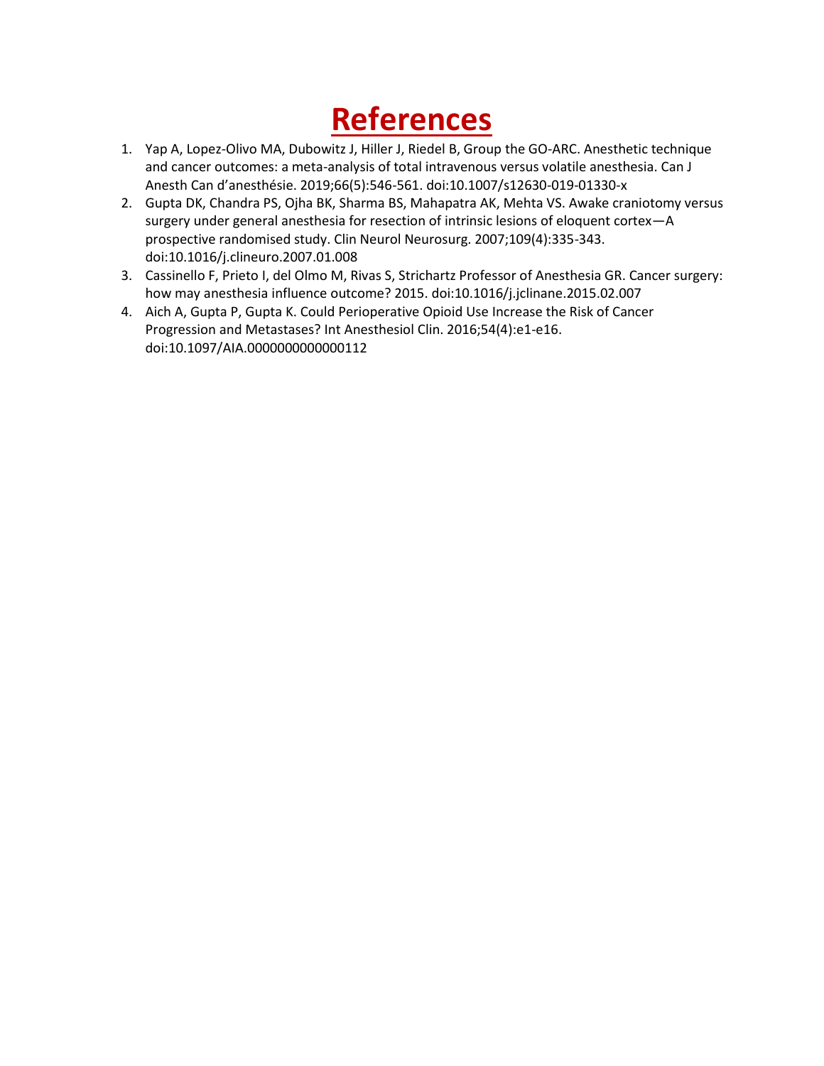# References

1. Yap A, Lopez-Olivo MA, Dubowitz J, Hiller J, Riedel B, Group the GO-ARC. Anesthetic technique and cancer outcomes: a meta-analysis of total intravenous versus volatile anesthesia. Can J Anesth Can d'anesthésie. 2019;66(5):546-561. doi:10.1007/s12630-019-01330-x
2. Gupta DK, Chandra PS, Ojha BK, Sharma BS, Mahapatra AK, Mehta VS. Awake craniotomy versus surgery under general anesthesia for resection of intrinsic lesions of eloquent cortex—A prospective randomised study. Clin Neurol Neurosurg. 2007;109(4):335-343. doi:10.1016/j.clineuro.2007.01.008
3. Cassinello F, Prieto I, del Olmo M, Rivas S, Strichartz Professor of Anesthesia GR. Cancer surgery: how may anesthesia influence outcome? 2015. doi:10.1016/j.jclinane.2015.02.007
4. Aich A, Gupta P, Gupta K. Could Perioperative Opioid Use Increase the Risk of Cancer Progression and Metastases? Int Anesthesiol Clin. 2016;54(4):e1-e16. doi:10.1097/AIA.0000000000000112